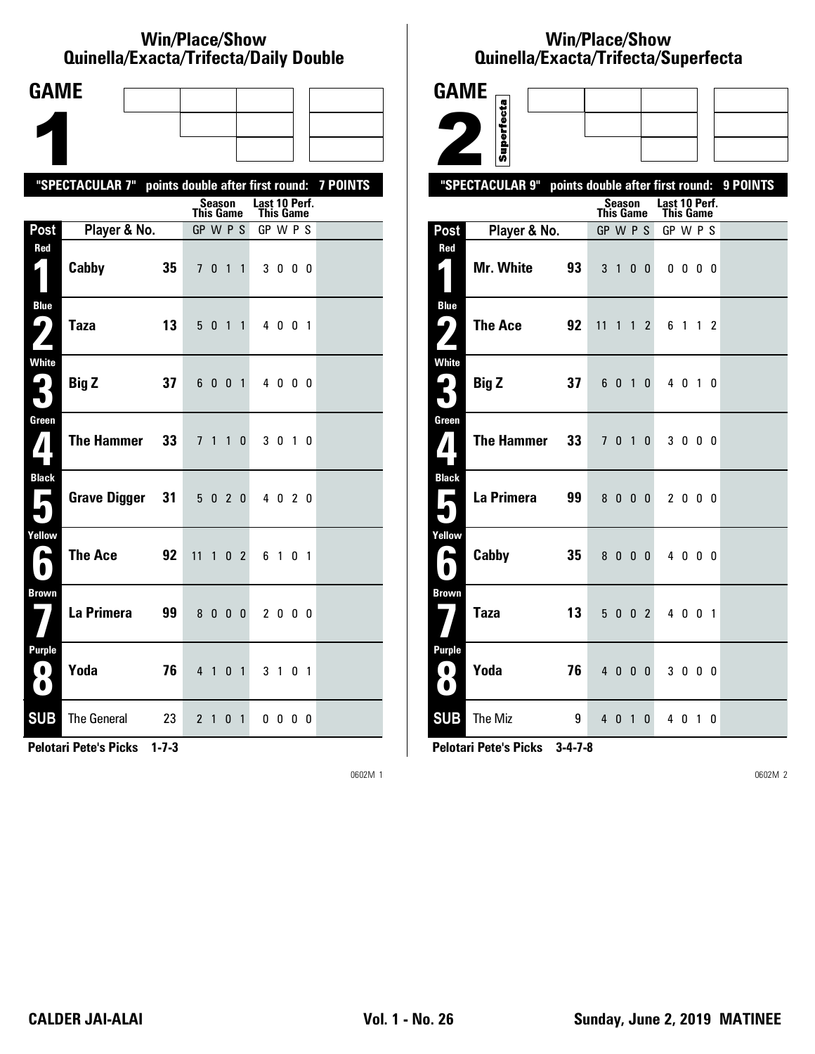## Win/Place/Show
## Quinella/Exacta/Trifecta/Daily Double

# GAME 1

**"SPECTACULAR 7" points double after first round: 7 POINTS**

| Post | Player & No. | | Season This Game GP W P S | Last 10 Perf. This Game GP W P S |
|---|---|---|---|---|
| Red 1 | Cabby | 35 | 7 0 1 1 | 3 0 0 0 |
| Blue 2 | Taza | 13 | 5 0 1 1 | 4 0 0 1 |
| White 3 | Big Z | 37 | 6 0 0 1 | 4 0 0 0 |
| Green 4 | The Hammer | 33 | 7 1 1 0 | 3 0 1 0 |
| Black 5 | Grave Digger | 31 | 5 0 2 0 | 4 0 2 0 |
| Yellow 6 | The Ace | 92 | 11 1 0 2 | 6 1 0 1 |
| Brown 7 | La Primera | 99 | 8 0 0 0 | 2 0 0 0 |
| Purple 8 | Yoda | 76 | 4 1 0 1 | 3 1 0 1 |
| SUB | The General | 23 | 2 1 0 1 | 0 0 0 0 |

**Pelotari Pete's Picks 1-7-3**

0602M 1

## Win/Place/Show
## Quinella/Exacta/Trifecta/Superfecta

# GAME 2

Superfecta

**"SPECTACULAR 9" points double after first round: 9 POINTS**

| Post | Player & No. | | Season This Game GP W P S | Last 10 Perf. This Game GP W P S |
|---|---|---|---|---|
| Red 1 | Mr. White | 93 | 3 1 0 0 | 0 0 0 0 |
| Blue 2 | The Ace | 92 | 11 1 1 2 | 6 1 1 2 |
| White 3 | Big Z | 37 | 6 0 1 0 | 4 0 1 0 |
| Green 4 | The Hammer | 33 | 7 0 1 0 | 3 0 0 0 |
| Black 5 | La Primera | 99 | 8 0 0 0 | 2 0 0 0 |
| Yellow 6 | Cabby | 35 | 8 0 0 0 | 4 0 0 0 |
| Brown 7 | Taza | 13 | 5 0 0 2 | 4 0 0 1 |
| Purple 8 | Yoda | 76 | 4 0 0 0 | 3 0 0 0 |
| SUB | The Miz | 9 | 4 0 1 0 | 4 0 1 0 |

**Pelotari Pete's Picks 3-4-7-8**

0602M 2

**CALDER JAI-ALAI** **Vol. 1 - No. 26** **Sunday, June 2, 2019 MATINEE**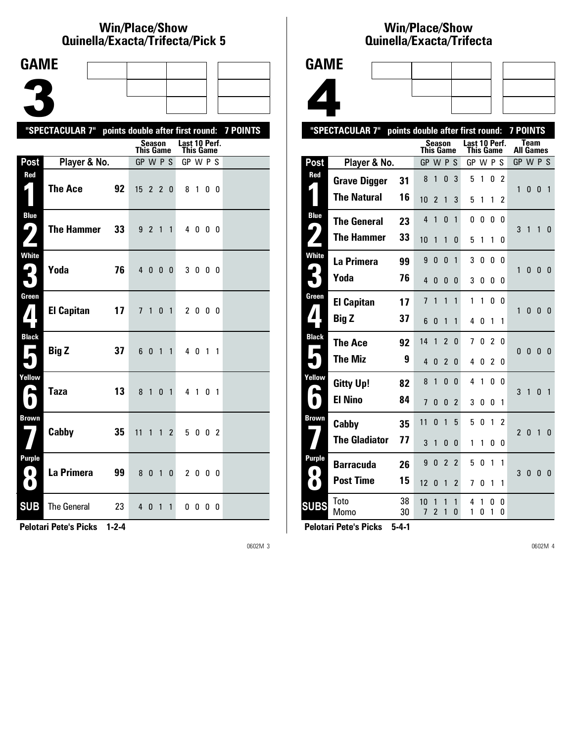# Win/Place/Show
# Quinella/Exacta/Trifecta/Pick 5

## GAME 3

**"SPECTACULAR 7"** points double after first round: **7 POINTS**

| Post | Player & No. | | Season This Game GP | W | P | S | Last 10 Perf. This Game GP | W | P | S |
|---|---|---|---|---|---|---|---|---|---|---|
| Red 1 | The Ace | 92 | 15 | 2 | 2 | 0 | 8 | 1 | 0 | 0 |
| Blue 2 | The Hammer | 33 | 9 | 2 | 1 | 1 | 4 | 0 | 0 | 0 |
| White 3 | Yoda | 76 | 4 | 0 | 0 | 0 | 3 | 0 | 0 | 0 |
| Green 4 | El Capitan | 17 | 7 | 1 | 0 | 1 | 2 | 0 | 0 | 0 |
| Black 5 | Big Z | 37 | 6 | 0 | 1 | 1 | 4 | 0 | 1 | 1 |
| Yellow 6 | Taza | 13 | 8 | 1 | 0 | 1 | 4 | 1 | 0 | 1 |
| Brown 7 | Cabby | 35 | 11 | 1 | 1 | 2 | 5 | 0 | 0 | 2 |
| Purple 8 | La Primera | 99 | 8 | 0 | 1 | 0 | 2 | 0 | 0 | 0 |
| SUB | The General | 23 | 4 | 0 | 1 | 1 | 0 | 0 | 0 | 0 |

**Pelotari Pete's Picks 1-2-4**

0602M 3

# Win/Place/Show
# Quinella/Exacta/Trifecta

## GAME 4

**"SPECTACULAR 7"** points double after first round: **7 POINTS**

| Post | Player & No. | | Season This Game GP | W | P | S | Last 10 Perf. This Game GP | W | P | S | Team All Games GP | W | P | S |
|---|---|---|---|---|---|---|---|---|---|---|---|---|---|---|
| Red 1 | Grave Digger | 31 | 8 | 1 | 0 | 3 | 5 | 1 | 0 | 2 | 1 | 0 | 0 | 1 |
| | The Natural | 16 | 10 | 2 | 1 | 3 | 5 | 1 | 1 | 2 | | | | |
| Blue 2 | The General | 23 | 4 | 1 | 0 | 1 | 0 | 0 | 0 | 0 | 3 | 1 | 1 | 0 |
| | The Hammer | 33 | 10 | 1 | 1 | 0 | 5 | 1 | 1 | 0 | | | | |
| White 3 | La Primera | 99 | 9 | 0 | 0 | 1 | 3 | 0 | 0 | 0 | 1 | 0 | 0 | 0 |
| | Yoda | 76 | 4 | 0 | 0 | 0 | 3 | 0 | 0 | 0 | | | | |
| Green 4 | El Capitan | 17 | 7 | 1 | 1 | 1 | 1 | 1 | 0 | 0 | 1 | 0 | 0 | 0 |
| | Big Z | 37 | 6 | 0 | 1 | 1 | 4 | 0 | 1 | 1 | | | | |
| Black 5 | The Ace | 92 | 14 | 1 | 2 | 0 | 7 | 0 | 2 | 0 | 0 | 0 | 0 | 0 |
| | The Miz | 9 | 4 | 0 | 2 | 0 | 4 | 0 | 2 | 0 | | | | |
| Yellow 6 | Gitty Up! | 82 | 8 | 1 | 0 | 0 | 4 | 1 | 0 | 0 | 3 | 1 | 0 | 1 |
| | El Nino | 84 | 7 | 0 | 0 | 2 | 3 | 0 | 0 | 1 | | | | |
| Brown 7 | Cabby | 35 | 11 | 0 | 1 | 5 | 5 | 0 | 1 | 2 | 2 | 0 | 1 | 0 |
| | The Gladiator | 77 | 3 | 1 | 0 | 0 | 1 | 1 | 0 | 0 | | | | |
| Purple 8 | Barracuda | 26 | 9 | 0 | 2 | 2 | 5 | 0 | 1 | 1 | 3 | 0 | 0 | 0 |
| | Post Time | 15 | 12 | 0 | 1 | 2 | 7 | 0 | 1 | 1 | | | | |
| SUBS | Toto | 38 | 10 | 1 | 1 | 1 | 4 | 1 | 0 | 0 | | | | |
| | Momo | 30 | 7 | 2 | 1 | 0 | 1 | 0 | 1 | 0 | | | | |

**Pelotari Pete's Picks 5-4-1**

0602M 4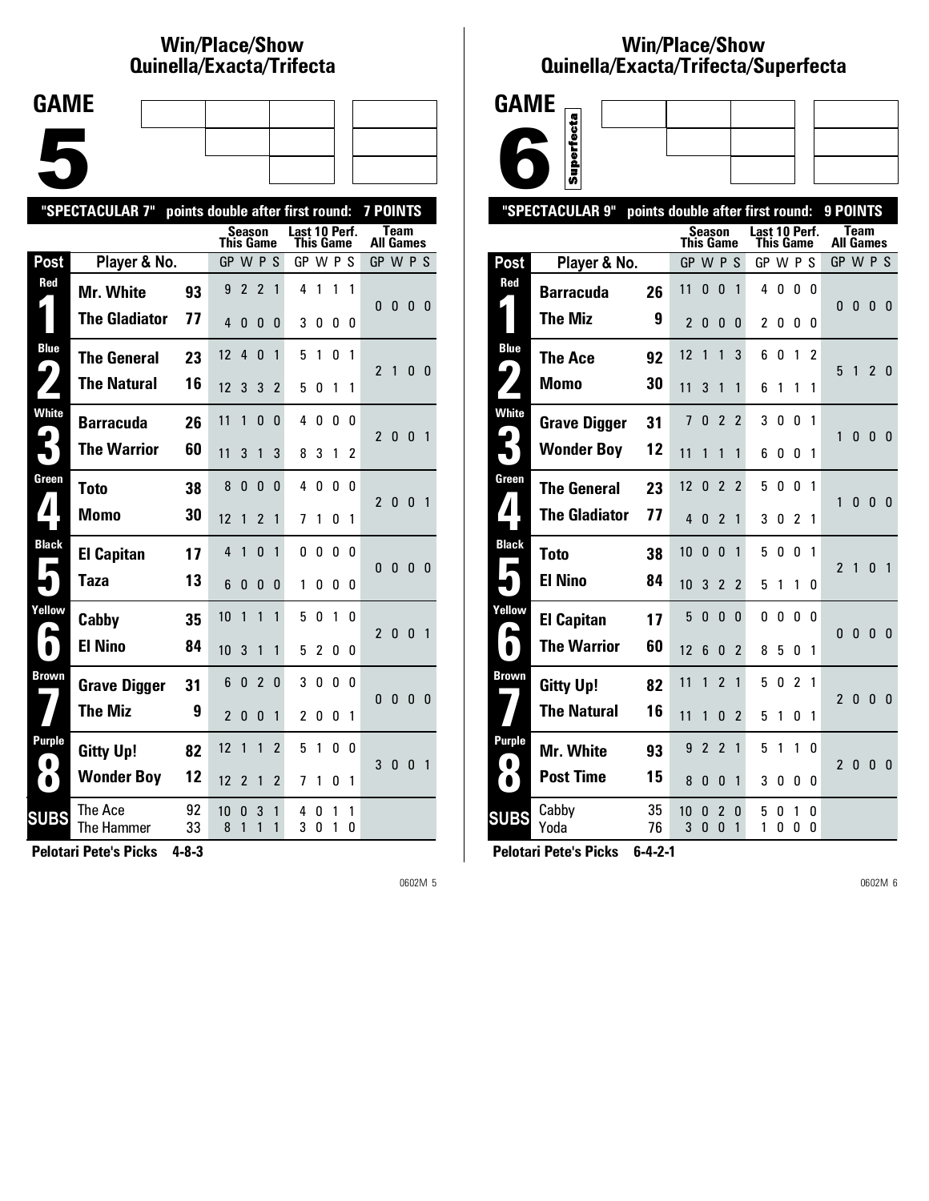## Win/Place/Show Quinella/Exacta/Trifecta

**GAME 5**

"SPECTACULAR 7" points double after first round: 7 POINTS

| Post | Player & No. | | Season This Game GP | W | P | S | Last 10 Perf. This Game GP | W | P | S | Team All Games GP | W | P | S |
|---|---|---|---|---|---|---|---|---|---|---|---|---|---|---|
| Red 1 | Mr. White | 93 | 9 | 2 | 2 | 1 | 4 | 1 | 1 | 1 | 0 | 0 | 0 | 0 |
| | The Gladiator | 77 | 4 | 0 | 0 | 0 | 3 | 0 | 0 | 0 | | | | |
| Blue 2 | The General | 23 | 12 | 4 | 0 | 1 | 5 | 1 | 0 | 1 | 2 | 1 | 0 | 0 |
| | The Natural | 16 | 12 | 3 | 3 | 2 | 5 | 0 | 1 | 1 | | | | |
| White 3 | Barracuda | 26 | 11 | 1 | 0 | 0 | 4 | 0 | 0 | 0 | 2 | 0 | 0 | 1 |
| | The Warrior | 60 | 11 | 3 | 1 | 3 | 8 | 3 | 1 | 2 | | | | |
| Green 4 | Toto | 38 | 8 | 0 | 0 | 0 | 4 | 0 | 0 | 0 | 2 | 0 | 0 | 1 |
| | Momo | 30 | 12 | 1 | 2 | 1 | 7 | 1 | 0 | 1 | | | | |
| Black 5 | El Capitan | 17 | 4 | 1 | 0 | 1 | 0 | 0 | 0 | 0 | 0 | 0 | 0 | 0 |
| | Taza | 13 | 6 | 0 | 0 | 0 | 1 | 0 | 0 | 0 | | | | |
| Yellow 6 | Cabby | 35 | 10 | 1 | 1 | 1 | 5 | 0 | 1 | 0 | 2 | 0 | 0 | 1 |
| | El Nino | 84 | 10 | 3 | 1 | 1 | 5 | 2 | 0 | 0 | | | | |
| Brown 7 | Grave Digger | 31 | 6 | 0 | 2 | 0 | 3 | 0 | 0 | 0 | 0 | 0 | 0 | 0 |
| | The Miz | 9 | 2 | 0 | 0 | 1 | 2 | 0 | 0 | 1 | | | | |
| Purple 8 | Gitty Up! | 82 | 12 | 1 | 1 | 2 | 5 | 1 | 0 | 0 | 3 | 0 | 0 | 1 |
| | Wonder Boy | 12 | 12 | 2 | 1 | 2 | 7 | 1 | 0 | 1 | | | | |
| SUBS | The Ace | 92 | 10 | 0 | 3 | 1 | 4 | 0 | 1 | 1 | | | | |
| | The Hammer | 33 | 8 | 1 | 1 | 1 | 3 | 0 | 1 | 0 | | | | |

**Pelotari Pete's Picks** 4-8-3

## Win/Place/Show Quinella/Exacta/Trifecta/Superfecta

**GAME 6** Superfecta

"SPECTACULAR 9" points double after first round: 9 POINTS

| Post | Player & No. | | Season This Game GP | W | P | S | Last 10 Perf. This Game GP | W | P | S | Team All Games GP | W | P | S |
|---|---|---|---|---|---|---|---|---|---|---|---|---|---|---|
| Red 1 | Barracuda | 26 | 11 | 0 | 0 | 1 | 4 | 0 | 0 | 0 | 0 | 0 | 0 | 0 |
| | The Miz | 9 | 2 | 0 | 0 | 0 | 2 | 0 | 0 | 0 | | | | |
| Blue 2 | The Ace | 92 | 12 | 1 | 1 | 3 | 6 | 0 | 1 | 2 | 5 | 1 | 2 | 0 |
| | Momo | 30 | 11 | 3 | 1 | 1 | 6 | 1 | 1 | 1 | | | | |
| White 3 | Grave Digger | 31 | 7 | 0 | 2 | 2 | 3 | 0 | 0 | 1 | 1 | 0 | 0 | 0 |
| | Wonder Boy | 12 | 11 | 1 | 1 | 1 | 6 | 0 | 0 | 1 | | | | |
| Green 4 | The General | 23 | 12 | 0 | 2 | 2 | 5 | 0 | 0 | 1 | 1 | 0 | 0 | 0 |
| | The Gladiator | 77 | 4 | 0 | 2 | 1 | 3 | 0 | 2 | 1 | | | | |
| Black 5 | Toto | 38 | 10 | 0 | 0 | 1 | 5 | 0 | 0 | 1 | 2 | 1 | 0 | 1 |
| | El Nino | 84 | 10 | 3 | 2 | 2 | 5 | 1 | 1 | 0 | | | | |
| Yellow 6 | El Capitan | 17 | 5 | 0 | 0 | 0 | 0 | 0 | 0 | 0 | 0 | 0 | 0 | 0 |
| | The Warrior | 60 | 12 | 6 | 0 | 2 | 8 | 5 | 0 | 1 | | | | |
| Brown 7 | Gitty Up! | 82 | 11 | 1 | 2 | 1 | 5 | 0 | 2 | 1 | 2 | 0 | 0 | 0 |
| | The Natural | 16 | 11 | 1 | 0 | 2 | 5 | 1 | 0 | 1 | | | | |
| Purple 8 | Mr. White | 93 | 9 | 2 | 2 | 1 | 5 | 1 | 1 | 0 | 2 | 0 | 0 | 0 |
| | Post Time | 15 | 8 | 0 | 0 | 1 | 3 | 0 | 0 | 0 | | | | |
| SUBS | Cabby | 35 | 10 | 0 | 2 | 0 | 5 | 0 | 1 | 0 | | | | |
| | Yoda | 76 | 3 | 0 | 0 | 1 | 1 | 0 | 0 | 0 | | | | |

**Pelotari Pete's Picks** 6-4-2-1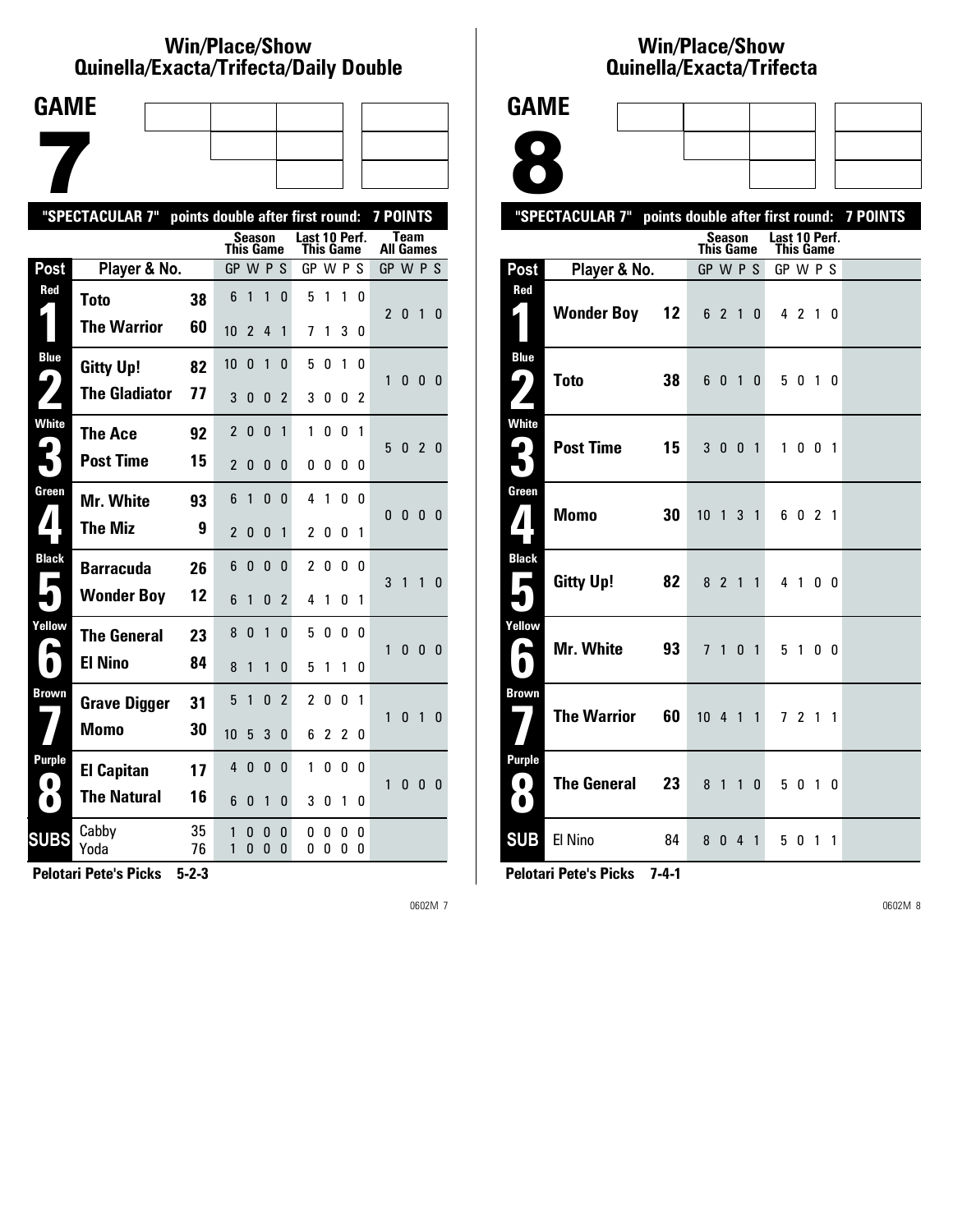## Win/Place/Show Quinella/Exacta/Trifecta/Daily Double

# GAME 7

"SPECTACULAR 7" points double after first round: 7 POINTS

| Post | Player & No. | | Season This Game GP W P S | Last 10 Perf. This Game GP W P S | Team All Games GP W P S |
|---|---|---|---|---|---|
| Red 1 | Toto | 38 | 6 1 1 0 | 5 1 1 0 | 2 0 1 0 |
| | The Warrior | 60 | 10 2 4 1 | 7 1 3 0 | |
| Blue 2 | Gitty Up! | 82 | 10 0 1 0 | 5 0 1 0 | 1 0 0 0 |
| | The Gladiator | 77 | 3 0 0 2 | 3 0 0 2 | |
| White 3 | The Ace | 92 | 2 0 0 1 | 1 0 0 1 | 5 0 2 0 |
| | Post Time | 15 | 2 0 0 0 | 0 0 0 0 | |
| Green 4 | Mr. White | 93 | 6 1 0 0 | 4 1 0 0 | 0 0 0 0 |
| | The Miz | 9 | 2 0 0 1 | 2 0 0 1 | |
| Black 5 | Barracuda | 26 | 6 0 0 0 | 2 0 0 0 | 3 1 1 0 |
| | Wonder Boy | 12 | 6 1 0 2 | 4 1 0 1 | |
| Yellow 6 | The General | 23 | 8 0 1 0 | 5 0 0 0 | 1 0 0 0 |
| | El Nino | 84 | 8 1 1 0 | 5 1 1 0 | |
| Brown 7 | Grave Digger | 31 | 5 1 0 2 | 2 0 0 1 | 1 0 1 0 |
| | Momo | 30 | 10 5 3 0 | 6 2 2 0 | |
| Purple 8 | El Capitan | 17 | 4 0 0 0 | 1 0 0 0 | 1 0 0 0 |
| | The Natural | 16 | 6 0 1 0 | 3 0 1 0 | |
| SUBS | Cabby | 35 | 1 0 0 0 | 0 0 0 0 | |
| | Yoda | 76 | 1 0 0 0 | 0 0 0 0 | |

**Pelotari Pete's Picks 5-2-3**

## Win/Place/Show Quinella/Exacta/Trifecta

# GAME 8

"SPECTACULAR 7" points double after first round: 7 POINTS

| Post | Player & No. | | Season This Game GP W P S | Last 10 Perf. This Game GP W P S |
|---|---|---|---|---|
| Red 1 | Wonder Boy | 12 | 6 2 1 0 | 4 2 1 0 |
| Blue 2 | Toto | 38 | 6 0 1 0 | 5 0 1 0 |
| White 3 | Post Time | 15 | 3 0 0 1 | 1 0 0 1 |
| Green 4 | Momo | 30 | 10 1 3 1 | 6 0 2 1 |
| Black 5 | Gitty Up! | 82 | 8 2 1 1 | 4 1 0 0 |
| Yellow 6 | Mr. White | 93 | 7 1 0 1 | 5 1 0 0 |
| Brown 7 | The Warrior | 60 | 10 4 1 1 | 7 2 1 1 |
| Purple 8 | The General | 23 | 8 1 1 0 | 5 0 1 0 |
| SUB | El Nino | 84 | 8 0 4 1 | 5 0 1 1 |

**Pelotari Pete's Picks 7-4-1**